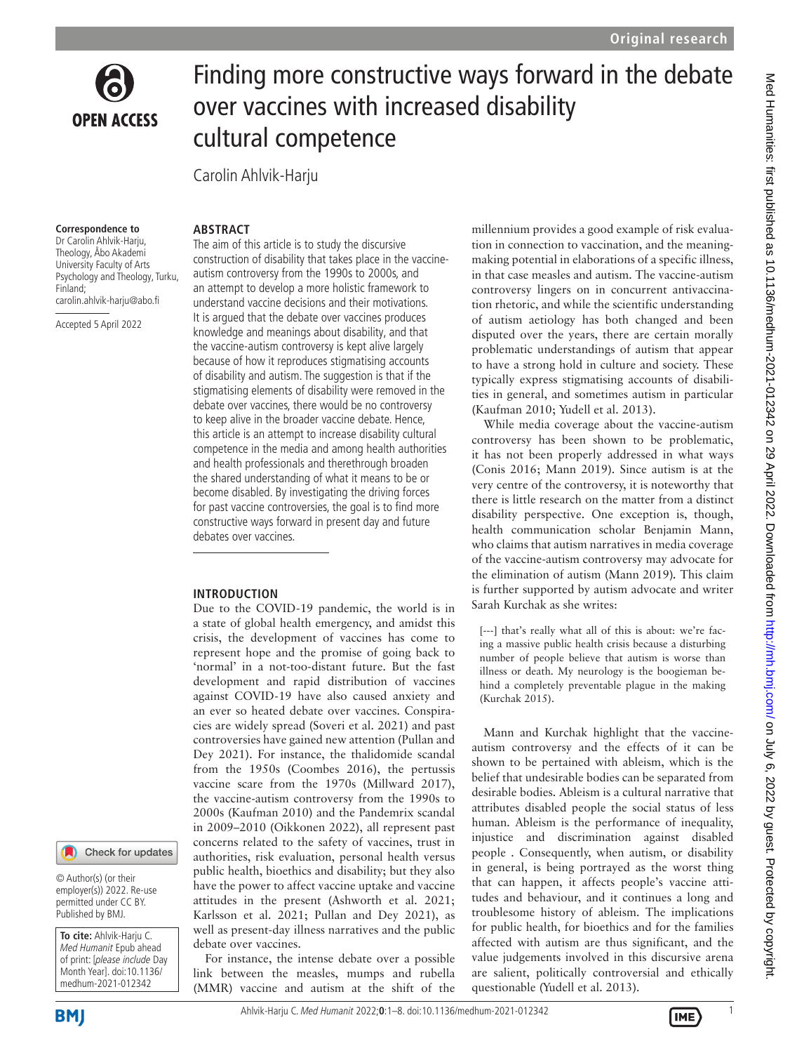# Finding more constructive ways forward in the debate over vaccines with increased disability cultural competence

Carolin Ahlvik-Harju

**Correspondence to**
Dr Carolin Ahlvik-Harju, Theology, Åbo Akademi University Faculty of Arts Psychology and Theology, Turku, Finland; carolin.ahlvik-harju@abo.fi

Accepted 5 April 2022

© Author(s) (or their employer(s)) 2022. Re-use permitted under CC BY. Published by BMJ.

**To cite:** Ahlvik-Harju C. *Med Humanit* Epub ahead of print: [*please include* Day Month Year]. doi:10.1136/medhum-2021-012342

## ABSTRACT

The aim of this article is to study the discursive construction of disability that takes place in the vaccine-autism controversy from the 1990s to 2000s, and an attempt to develop a more holistic framework to understand vaccine decisions and their motivations. It is argued that the debate over vaccines produces knowledge and meanings about disability, and that the vaccine-autism controversy is kept alive largely because of how it reproduces stigmatising accounts of disability and autism. The suggestion is that if the stigmatising elements of disability were removed in the debate over vaccines, there would be no controversy to keep alive in the broader vaccine debate. Hence, this article is an attempt to increase disability cultural competence in the media and among health authorities and health professionals and therethrough broaden the shared understanding of what it means to be or become disabled. By investigating the driving forces for past vaccine controversies, the goal is to find more constructive ways forward in present day and future debates over vaccines.

## INTRODUCTION

Due to the COVID-19 pandemic, the world is in a state of global health emergency, and amidst this crisis, the development of vaccines has come to represent hope and the promise of going back to 'normal' in a not-too-distant future. But the fast development and rapid distribution of vaccines against COVID-19 have also caused anxiety and an ever so heated debate over vaccines. Conspiracies are widely spread (Soveri et al. 2021) and past controversies have gained new attention (Pullan and Dey 2021). For instance, the thalidomide scandal from the 1950s (Coombes 2016), the pertussis vaccine scare from the 1970s (Millward 2017), the vaccine-autism controversy from the 1990s to 2000s (Kaufman 2010) and the Pandemrix scandal in 2009–2010 (Oikkonen 2022), all represent past concerns related to the safety of vaccines, trust in authorities, risk evaluation, personal health versus public health, bioethics and disability; but they also have the power to affect vaccine uptake and vaccine attitudes in the present (Ashworth et al. 2021; Karlsson et al. 2021; Pullan and Dey 2021), as well as present-day illness narratives and the public debate over vaccines.

For instance, the intense debate over a possible link between the measles, mumps and rubella (MMR) vaccine and autism at the shift of the millennium provides a good example of risk evaluation in connection to vaccination, and the meaning-making potential in elaborations of a specific illness, in that case measles and autism. The vaccine-autism controversy lingers on in concurrent antivaccination rhetoric, and while the scientific understanding of autism aetiology has both changed and been disputed over the years, there are certain morally problematic understandings of autism that appear to have a strong hold in culture and society. These typically express stigmatising accounts of disabilities in general, and sometimes autism in particular (Kaufman 2010; Yudell et al. 2013).

While media coverage about the vaccine-autism controversy has been shown to be problematic, it has not been properly addressed in what ways (Conis 2016; Mann 2019). Since autism is at the very centre of the controversy, it is noteworthy that there is little research on the matter from a distinct disability perspective. One exception is, though, health communication scholar Benjamin Mann, who claims that autism narratives in media coverage of the vaccine-autism controversy may advocate for the elimination of autism (Mann 2019). This claim is further supported by autism advocate and writer Sarah Kurchak as she writes:

> [---] that's really what all of this is about: we're facing a massive public health crisis because a disturbing number of people believe that autism is worse than illness or death. My neurology is the boogieman behind a completely preventable plague in the making (Kurchak 2015).

Mann and Kurchak highlight that the vaccine-autism controversy and the effects of it can be shown to be pertained with ableism, which is the belief that undesirable bodies can be separated from desirable bodies. Ableism is a cultural narrative that attributes disabled people the social status of less human. Ableism is the performance of inequality, injustice and discrimination against disabled people . Consequently, when autism, or disability in general, is being portrayed as the worst thing that can happen, it affects people's vaccine attitudes and behaviour, and it continues a long and troublesome history of ableism. The implications for public health, for bioethics and for the families affected with autism are thus significant, and the value judgements involved in this discursive arena are salient, politically controversial and ethically questionable (Yudell et al. 2013).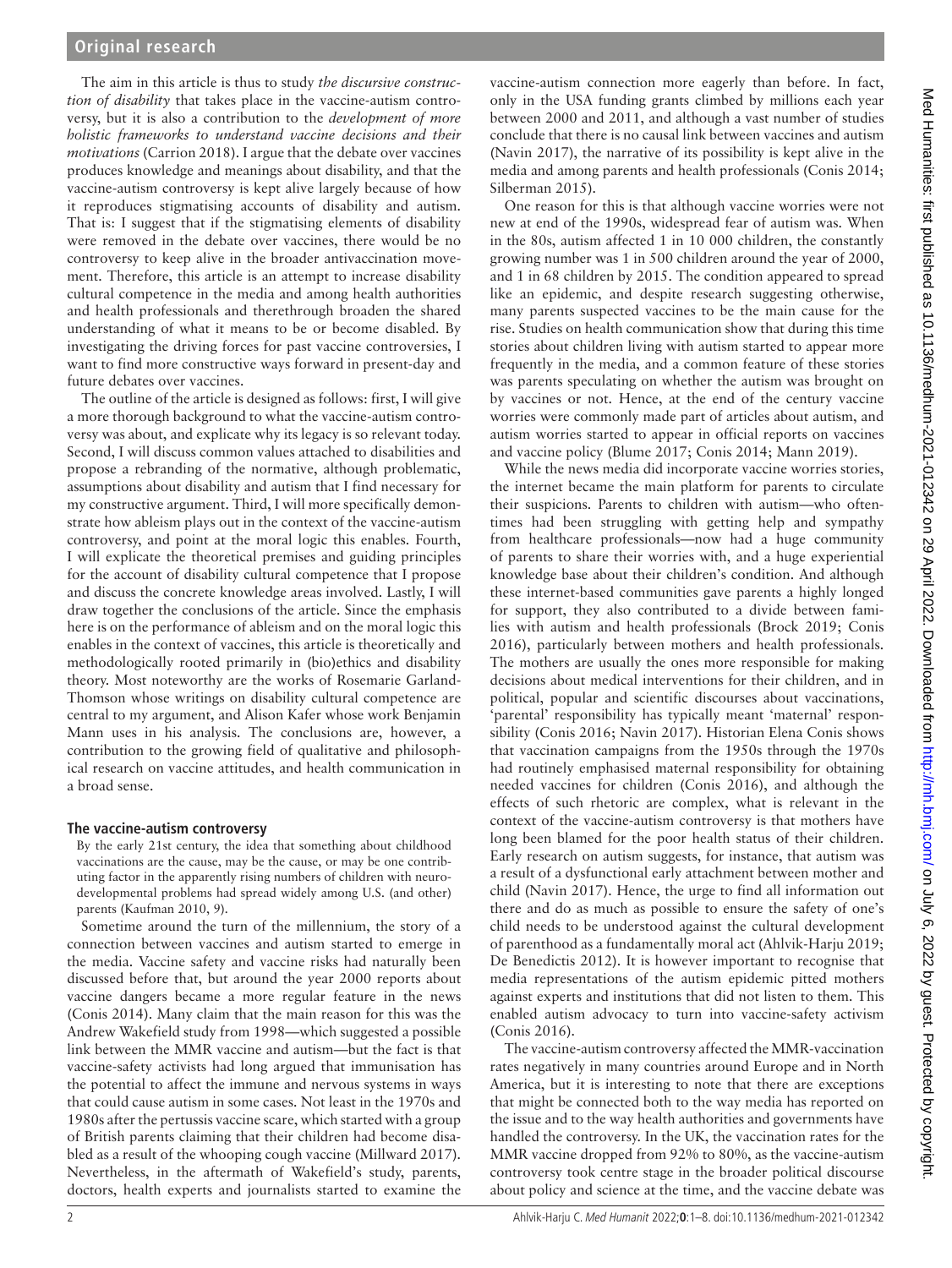The aim in this article is thus to study *the discursive construction of disability* that takes place in the vaccine-autism controversy, but it is also a contribution to the *development of more holistic frameworks to understand vaccine decisions and their motivations* (Carrion 2018). I argue that the debate over vaccines produces knowledge and meanings about disability, and that the vaccine-autism controversy is kept alive largely because of how it reproduces stigmatising accounts of disability and autism. That is: I suggest that if the stigmatising elements of disability were removed in the debate over vaccines, there would be no controversy to keep alive in the broader antivaccination movement. Therefore, this article is an attempt to increase disability cultural competence in the media and among health authorities and health professionals and therethrough broaden the shared understanding of what it means to be or become disabled. By investigating the driving forces for past vaccine controversies, I want to find more constructive ways forward in present-day and future debates over vaccines.

The outline of the article is designed as follows: first, I will give a more thorough background to what the vaccine-autism controversy was about, and explicate why its legacy is so relevant today. Second, I will discuss common values attached to disabilities and propose a rebranding of the normative, although problematic, assumptions about disability and autism that I find necessary for my constructive argument. Third, I will more specifically demonstrate how ableism plays out in the context of the vaccine-autism controversy, and point at the moral logic this enables. Fourth, I will explicate the theoretical premises and guiding principles for the account of disability cultural competence that I propose and discuss the concrete knowledge areas involved. Lastly, I will draw together the conclusions of the article. Since the emphasis here is on the performance of ableism and on the moral logic this enables in the context of vaccines, this article is theoretically and methodologically rooted primarily in (bio)ethics and disability theory. Most noteworthy are the works of Rosemarie Garland-Thomson whose writings on disability cultural competence are central to my argument, and Alison Kafer whose work Benjamin Mann uses in his analysis. The conclusions are, however, a contribution to the growing field of qualitative and philosophical research on vaccine attitudes, and health communication in a broad sense.

## The vaccine-autism controversy

> By the early 21st century, the idea that something about childhood vaccinations are the cause, may be the cause, or may be one contributing factor in the apparently rising numbers of children with neurodevelopmental problems had spread widely among U.S. (and other) parents (Kaufman 2010, 9).

Sometime around the turn of the millennium, the story of a connection between vaccines and autism started to emerge in the media. Vaccine safety and vaccine risks had naturally been discussed before that, but around the year 2000 reports about vaccine dangers became a more regular feature in the news (Conis 2014). Many claim that the main reason for this was the Andrew Wakefield study from 1998—which suggested a possible link between the MMR vaccine and autism—but the fact is that vaccine-safety activists had long argued that immunisation has the potential to affect the immune and nervous systems in ways that could cause autism in some cases. Not least in the 1970s and 1980s after the pertussis vaccine scare, which started with a group of British parents claiming that their children had become disabled as a result of the whooping cough vaccine (Millward 2017). Nevertheless, in the aftermath of Wakefield's study, parents, doctors, health experts and journalists started to examine the vaccine-autism connection more eagerly than before. In fact, only in the USA funding grants climbed by millions each year between 2000 and 2011, and although a vast number of studies conclude that there is no causal link between vaccines and autism (Navin 2017), the narrative of its possibility is kept alive in the media and among parents and health professionals (Conis 2014; Silberman 2015).

One reason for this is that although vaccine worries were not new at end of the 1990s, widespread fear of autism was. When in the 80s, autism affected 1 in 10 000 children, the constantly growing number was 1 in 500 children around the year of 2000, and 1 in 68 children by 2015. The condition appeared to spread like an epidemic, and despite research suggesting otherwise, many parents suspected vaccines to be the main cause for the rise. Studies on health communication show that during this time stories about children living with autism started to appear more frequently in the media, and a common feature of these stories was parents speculating on whether the autism was brought on by vaccines or not. Hence, at the end of the century vaccine worries were commonly made part of articles about autism, and autism worries started to appear in official reports on vaccines and vaccine policy (Blume 2017; Conis 2014; Mann 2019).

While the news media did incorporate vaccine worries stories, the internet became the main platform for parents to circulate their suspicions. Parents to children with autism—who oftentimes had been struggling with getting help and sympathy from healthcare professionals—now had a huge community of parents to share their worries with, and a huge experiential knowledge base about their children's condition. And although these internet-based communities gave parents a highly longed for support, they also contributed to a divide between families with autism and health professionals (Brock 2019; Conis 2016), particularly between mothers and health professionals. The mothers are usually the ones more responsible for making decisions about medical interventions for their children, and in political, popular and scientific discourses about vaccinations, 'parental' responsibility has typically meant 'maternal' responsibility (Conis 2016; Navin 2017). Historian Elena Conis shows that vaccination campaigns from the 1950s through the 1970s had routinely emphasised maternal responsibility for obtaining needed vaccines for children (Conis 2016), and although the effects of such rhetoric are complex, what is relevant in the context of the vaccine-autism controversy is that mothers have long been blamed for the poor health status of their children. Early research on autism suggests, for instance, that autism was a result of a dysfunctional early attachment between mother and child (Navin 2017). Hence, the urge to find all information out there and do as much as possible to ensure the safety of one's child needs to be understood against the cultural development of parenthood as a fundamentally moral act (Ahlvik-Harju 2019; De Benedictis 2012). It is however important to recognise that media representations of the autism epidemic pitted mothers against experts and institutions that did not listen to them. This enabled autism advocacy to turn into vaccine-safety activism (Conis 2016).

The vaccine-autism controversy affected the MMR-vaccination rates negatively in many countries around Europe and in North America, but it is interesting to note that there are exceptions that might be connected both to the way media has reported on the issue and to the way health authorities and governments have handled the controversy. In the UK, the vaccination rates for the MMR vaccine dropped from 92% to 80%, as the vaccine-autism controversy took centre stage in the broader political discourse about policy and science at the time, and the vaccine debate was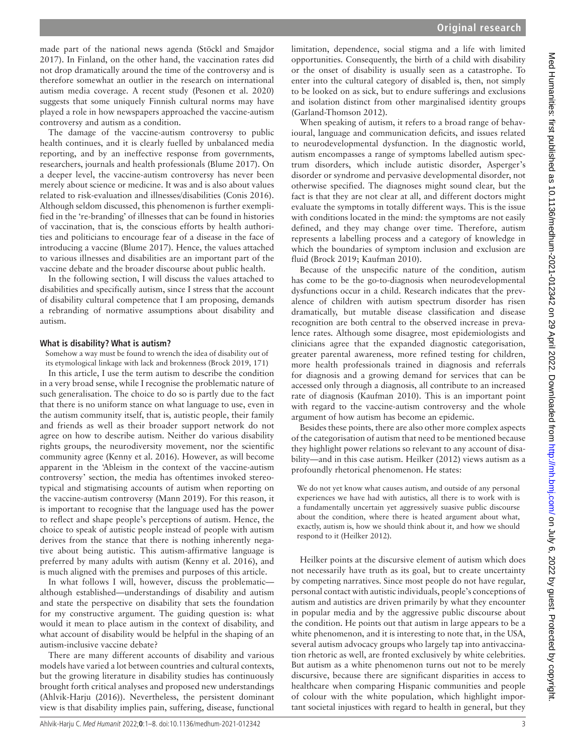made part of the national news agenda (Stöckl and Smajdor 2017). In Finland, on the other hand, the vaccination rates did not drop dramatically around the time of the controversy and is therefore somewhat an outlier in the research on international autism media coverage. A recent study (Pesonen et al. 2020) suggests that some uniquely Finnish cultural norms may have played a role in how newspapers approached the vaccine-autism controversy and autism as a condition.

The damage of the vaccine-autism controversy to public health continues, and it is clearly fuelled by unbalanced media reporting, and by an ineffective response from governments, researchers, journals and health professionals (Blume 2017). On a deeper level, the vaccine-autism controversy has never been merely about science or medicine. It was and is also about values related to risk-evaluation and illnesses/disabilities (Conis 2016). Although seldom discussed, this phenomenon is further exemplified in the 're-branding' of illnesses that can be found in histories of vaccination, that is, the conscious efforts by health authorities and politicians to encourage fear of a disease in the face of introducing a vaccine (Blume 2017). Hence, the values attached to various illnesses and disabilities are an important part of the vaccine debate and the broader discourse about public health.

In the following section, I will discuss the values attached to disabilities and specifically autism, since I stress that the account of disability cultural competence that I am proposing, demands a rebranding of normative assumptions about disability and autism.

### What is disability? What is autism?

Somehow a way must be found to wrench the idea of disability out of its etymological linkage with lack and brokenness (Brock 2019, 171)

In this article, I use the term autism to describe the condition in a very broad sense, while I recognise the problematic nature of such generalisation. The choice to do so is partly due to the fact that there is no uniform stance on what language to use, even in the autism community itself, that is, autistic people, their family and friends as well as their broader support network do not agree on how to describe autism. Neither do various disability rights groups, the neurodiversity movement, nor the scientific community agree (Kenny et al. 2016). However, as will become apparent in the 'Ableism in the context of the vaccine-autism controversy' section, the media has oftentimes invoked stereotypical and stigmatising accounts of autism when reporting on the vaccine-autism controversy (Mann 2019). For this reason, it is important to recognise that the language used has the power to reflect and shape people's perceptions of autism. Hence, the choice to speak of autistic people instead of people with autism derives from the stance that there is nothing inherently negative about being autistic. This autism-affirmative language is preferred by many adults with autism (Kenny et al. 2016), and is much aligned with the premises and purposes of this article.

In what follows I will, however, discuss the problematic—although established—understandings of disability and autism and state the perspective on disability that sets the foundation for my constructive argument. The guiding question is: what would it mean to place autism in the context of disability, and what account of disability would be helpful in the shaping of an autism-inclusive vaccine debate?

There are many different accounts of disability and various models have varied a lot between countries and cultural contexts, but the growing literature in disability studies has continuously brought forth critical analyses and proposed new understandings (Ahlvik-Harju (2016)). Nevertheless, the persistent dominant view is that disability implies pain, suffering, disease, functional limitation, dependence, social stigma and a life with limited opportunities. Consequently, the birth of a child with disability or the onset of disability is usually seen as a catastrophe. To enter into the cultural category of disabled is, then, not simply to be looked on as sick, but to endure sufferings and exclusions and isolation distinct from other marginalised identity groups (Garland-Thomson 2012).

When speaking of autism, it refers to a broad range of behavioural, language and communication deficits, and issues related to neurodevelopmental dysfunction. In the diagnostic world, autism encompasses a range of symptoms labelled autism spectrum disorders, which include autistic disorder, Asperger's disorder or syndrome and pervasive developmental disorder, not otherwise specified. The diagnoses might sound clear, but the fact is that they are not clear at all, and different doctors might evaluate the symptoms in totally different ways. This is the issue with conditions located in the mind: the symptoms are not easily defined, and they may change over time. Therefore, autism represents a labelling process and a category of knowledge in which the boundaries of symptom inclusion and exclusion are fluid (Brock 2019; Kaufman 2010).

Because of the unspecific nature of the condition, autism has come to be the go-to-diagnosis when neurodevelopmental dysfunctions occur in a child. Research indicates that the prevalence of children with autism spectrum disorder has risen dramatically, but mutable disease classification and disease recognition are both central to the observed increase in prevalence rates. Although some disagree, most epidemiologists and clinicians agree that the expanded diagnostic categorisation, greater parental awareness, more refined testing for children, more health professionals trained in diagnosis and referrals for diagnosis and a growing demand for services that can be accessed only through a diagnosis, all contribute to an increased rate of diagnosis (Kaufman 2010). This is an important point with regard to the vaccine-autism controversy and the whole argument of how autism has become an epidemic.

Besides these points, there are also other more complex aspects of the categorisation of autism that need to be mentioned because they highlight power relations so relevant to any account of disability—and in this case autism. Heilker (2012) views autism as a profoundly rhetorical phenomenon. He states:

> We do not yet know what causes autism, and outside of any personal experiences we have had with autistics, all there is to work with is a fundamentally uncertain yet aggressively suasive public discourse about the condition, where there is heated argument about what, exactly, autism is, how we should think about it, and how we should respond to it (Heilker 2012).

Heilker points at the discursive element of autism which does not necessarily have truth as its goal, but to create uncertainty by competing narratives. Since most people do not have regular, personal contact with autistic individuals, people's conceptions of autism and autistics are driven primarily by what they encounter in popular media and by the aggressive public discourse about the condition. He points out that autism in large appears to be a white phenomenon, and it is interesting to note that, in the USA, several autism advocacy groups who largely tap into antivaccination rhetoric as well, are fronted exclusively by white celebrities. But autism as a white phenomenon turns out not to be merely discursive, because there are significant disparities in access to healthcare when comparing Hispanic communities and people of colour with the white population, which highlight important societal injustices with regard to health in general, but they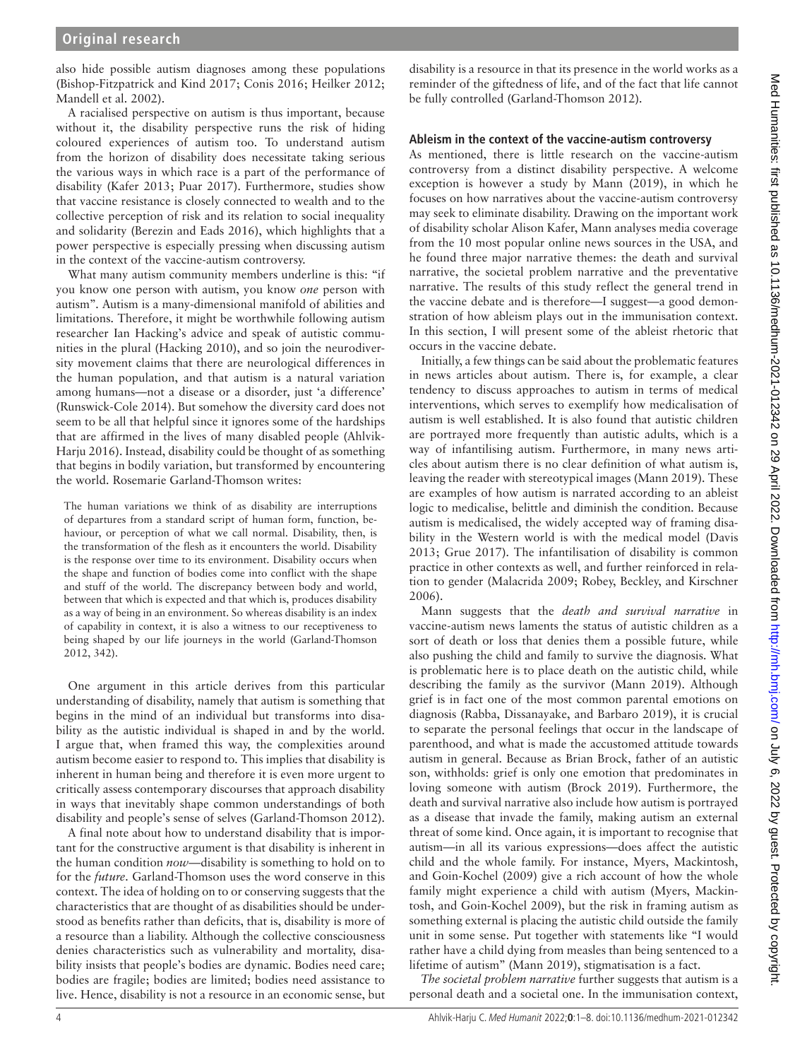also hide possible autism diagnoses among these populations (Bishop-Fitzpatrick and Kind 2017; Conis 2016; Heilker 2012; Mandell et al. 2002).

A racialised perspective on autism is thus important, because without it, the disability perspective runs the risk of hiding coloured experiences of autism too. To understand autism from the horizon of disability does necessitate taking serious the various ways in which race is a part of the performance of disability (Kafer 2013; Puar 2017). Furthermore, studies show that vaccine resistance is closely connected to wealth and to the collective perception of risk and its relation to social inequality and solidarity (Berezin and Eads 2016), which highlights that a power perspective is especially pressing when discussing autism in the context of the vaccine-autism controversy.

What many autism community members underline is this: "if you know one person with autism, you know *one* person with autism". Autism is a many-dimensional manifold of abilities and limitations. Therefore, it might be worthwhile following autism researcher Ian Hacking's advice and speak of autistic communities in the plural (Hacking 2010), and so join the neurodiversity movement claims that there are neurological differences in the human population, and that autism is a natural variation among humans—not a disease or a disorder, just 'a difference' (Runswick-Cole 2014). But somehow the diversity card does not seem to be all that helpful since it ignores some of the hardships that are affirmed in the lives of many disabled people (Ahlvik-Harju 2016). Instead, disability could be thought of as something that begins in bodily variation, but transformed by encountering the world. Rosemarie Garland-Thomson writes:

> The human variations we think of as disability are interruptions of departures from a standard script of human form, function, behaviour, or perception of what we call normal. Disability, then, is the transformation of the flesh as it encounters the world. Disability is the response over time to its environment. Disability occurs when the shape and function of bodies come into conflict with the shape and stuff of the world. The discrepancy between body and world, between that which is expected and that which is, produces disability as a way of being in an environment. So whereas disability is an index of capability in context, it is also a witness to our receptiveness to being shaped by our life journeys in the world (Garland-Thomson 2012, 342).

One argument in this article derives from this particular understanding of disability, namely that autism is something that begins in the mind of an individual but transforms into disability as the autistic individual is shaped in and by the world. I argue that, when framed this way, the complexities around autism become easier to respond to. This implies that disability is inherent in human being and therefore it is even more urgent to critically assess contemporary discourses that approach disability in ways that inevitably shape common understandings of both disability and people's sense of selves (Garland-Thomson 2012).

A final note about how to understand disability that is important for the constructive argument is that disability is inherent in the human condition *now*—disability is something to hold on to for the *future*. Garland-Thomson uses the word conserve in this context. The idea of holding on to or conserving suggests that the characteristics that are thought of as disabilities should be understood as benefits rather than deficits, that is, disability is more of a resource than a liability. Although the collective consciousness denies characteristics such as vulnerability and mortality, disability insists that people's bodies are dynamic. Bodies need care; bodies are fragile; bodies are limited; bodies need assistance to live. Hence, disability is not a resource in an economic sense, but disability is a resource in that its presence in the world works as a reminder of the giftedness of life, and of the fact that life cannot be fully controlled (Garland-Thomson 2012).

### Ableism in the context of the vaccine-autism controversy

As mentioned, there is little research on the vaccine-autism controversy from a distinct disability perspective. A welcome exception is however a study by Mann (2019), in which he focuses on how narratives about the vaccine-autism controversy may seek to eliminate disability. Drawing on the important work of disability scholar Alison Kafer, Mann analyses media coverage from the 10 most popular online news sources in the USA, and he found three major narrative themes: the death and survival narrative, the societal problem narrative and the preventative narrative. The results of this study reflect the general trend in the vaccine debate and is therefore—I suggest—a good demonstration of how ableism plays out in the immunisation context. In this section, I will present some of the ableist rhetoric that occurs in the vaccine debate.

Initially, a few things can be said about the problematic features in news articles about autism. There is, for example, a clear tendency to discuss approaches to autism in terms of medical interventions, which serves to exemplify how medicalisation of autism is well established. It is also found that autistic children are portrayed more frequently than autistic adults, which is a way of infantilising autism. Furthermore, in many news articles about autism there is no clear definition of what autism is, leaving the reader with stereotypical images (Mann 2019). These are examples of how autism is narrated according to an ableist logic to medicalise, belittle and diminish the condition. Because autism is medicalised, the widely accepted way of framing disability in the Western world is with the medical model (Davis 2013; Grue 2017). The infantilisation of disability is common practice in other contexts as well, and further reinforced in relation to gender (Malacrida 2009; Robey, Beckley, and Kirschner 2006).

Mann suggests that the *death and survival narrative* in vaccine-autism news laments the status of autistic children as a sort of death or loss that denies them a possible future, while also pushing the child and family to survive the diagnosis. What is problematic here is to place death on the autistic child, while describing the family as the survivor (Mann 2019). Although grief is in fact one of the most common parental emotions on diagnosis (Rabba, Dissanayake, and Barbaro 2019), it is crucial to separate the personal feelings that occur in the landscape of parenthood, and what is made the accustomed attitude towards autism in general. Because as Brian Brock, father of an autistic son, withholds: grief is only one emotion that predominates in loving someone with autism (Brock 2019). Furthermore, the death and survival narrative also include how autism is portrayed as a disease that invade the family, making autism an external threat of some kind. Once again, it is important to recognise that autism—in all its various expressions—does affect the autistic child and the whole family. For instance, Myers, Mackintosh, and Goin-Kochel (2009) give a rich account of how the whole family might experience a child with autism (Myers, Mackintosh, and Goin-Kochel 2009), but the risk in framing autism as something external is placing the autistic child outside the family unit in some sense. Put together with statements like "I would rather have a child dying from measles than being sentenced to a lifetime of autism" (Mann 2019), stigmatisation is a fact.

*The societal problem narrative* further suggests that autism is a personal death and a societal one. In the immunisation context,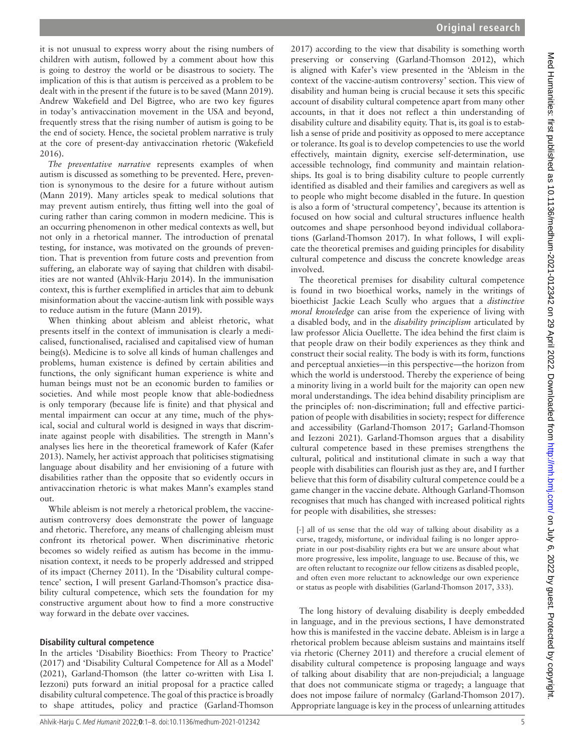it is not unusual to express worry about the rising numbers of children with autism, followed by a comment about how this is going to destroy the world or be disastrous to society. The implication of this is that autism is perceived as a problem to be dealt with in the present if the future is to be saved (Mann 2019). Andrew Wakefield and Del Bigtree, who are two key figures in today's antivaccination movement in the USA and beyond, frequently stress that the rising number of autism is going to be the end of society. Hence, the societal problem narrative is truly at the core of present-day antivaccination rhetoric (Wakefield 2016).

*The preventative narrative* represents examples of when autism is discussed as something to be prevented. Here, prevention is synonymous to the desire for a future without autism (Mann 2019). Many articles speak to medical solutions that may prevent autism entirely, thus fitting well into the goal of curing rather than caring common in modern medicine. This is an occurring phenomenon in other medical contexts as well, but not only in a rhetorical manner. The introduction of prenatal testing, for instance, was motivated on the grounds of prevention. That is prevention from future costs and prevention from suffering, an elaborate way of saying that children with disabilities are not wanted (Ahlvik-Harju 2014). In the immunisation context, this is further exemplified in articles that aim to debunk misinformation about the vaccine-autism link with possible ways to reduce autism in the future (Mann 2019).

When thinking about ableism and ableist rhetoric, what presents itself in the context of immunisation is clearly a medicalised, functionalised, racialised and capitalised view of human being(s). Medicine is to solve all kinds of human challenges and problems, human existence is defined by certain abilities and functions, the only significant human experience is white and human beings must not be an economic burden to families or societies. And while most people know that able-bodiedness is only temporary (because life is finite) and that physical and mental impairment can occur at any time, much of the physical, social and cultural world is designed in ways that discriminate against people with disabilities. The strength in Mann's analyses lies here in the theoretical framework of Kafer (Kafer 2013). Namely, her activist approach that politicises stigmatising language about disability and her envisioning of a future with disabilities rather than the opposite that so evidently occurs in antivaccination rhetoric is what makes Mann's examples stand out.

While ableism is not merely a rhetorical problem, the vaccine-autism controversy does demonstrate the power of language and rhetoric. Therefore, any means of challenging ableism must confront its rhetorical power. When discriminative rhetoric becomes so widely reified as autism has become in the immunisation context, it needs to be properly addressed and stripped of its impact (Cherney 2011). In the 'Disability cultural competence' section, I will present Garland-Thomson's practice disability cultural competence, which sets the foundation for my constructive argument about how to find a more constructive way forward in the debate over vaccines.

## Disability cultural competence

In the articles 'Disability Bioethics: From Theory to Practice' (2017) and 'Disability Cultural Competence for All as a Model' (2021), Garland-Thomson (the latter co-written with Lisa I. Iezzoni) puts forward an initial proposal for a practice called disability cultural competence. The goal of this practice is broadly to shape attitudes, policy and practice (Garland-Thomson 2017) according to the view that disability is something worth preserving or conserving (Garland-Thomson 2012), which is aligned with Kafer's view presented in the 'Ableism in the context of the vaccine-autism controversy' section. This view of disability and human being is crucial because it sets this specific account of disability cultural competence apart from many other accounts, in that it does not reflect a thin understanding of disability culture and disability equity. That is, its goal is to establish a sense of pride and positivity as opposed to mere acceptance or tolerance. Its goal is to develop competencies to use the world effectively, maintain dignity, exercise self-determination, use accessible technology, find community and maintain relationships. Its goal is to bring disability culture to people currently identified as disabled and their families and caregivers as well as to people who might become disabled in the future. In question is also a form of 'structural competency', because its attention is focused on how social and cultural structures influence health outcomes and shape personhood beyond individual collaborations (Garland-Thomson 2017). In what follows, I will explicate the theoretical premises and guiding principles for disability cultural competence and discuss the concrete knowledge areas involved.

The theoretical premises for disability cultural competence is found in two bioethical works, namely in the writings of bioethicist Jackie Leach Scully who argues that a *distinctive moral knowledge* can arise from the experience of living with a disabled body, and in the *disability principlism* articulated by law professor Alicia Ouellette. The idea behind the first claim is that people draw on their bodily experiences as they think and construct their social reality. The body is with its form, functions and perceptual anxieties—in this perspective—the horizon from which the world is understood. Thereby the experience of being a minority living in a world built for the majority can open new moral understandings. The idea behind disability principlism are the principles of: non-discrimination; full and effective participation of people with disabilities in society; respect for difference and accessibility (Garland-Thomson 2017; Garland-Thomson and Iezzoni 2021). Garland-Thomson argues that a disability cultural competence based in these premises strengthens the cultural, political and institutional climate in such a way that people with disabilities can flourish just as they are, and I further believe that this form of disability cultural competence could be a game changer in the vaccine debate. Although Garland-Thomson recognises that much has changed with increased political rights for people with disabilities, she stresses:

> [-] all of us sense that the old way of talking about disability as a curse, tragedy, misfortune, or individual failing is no longer appropriate in our post-disability rights era but we are unsure about what more progressive, less impolite, language to use. Because of this, we are often reluctant to recognize our fellow citizens as disabled people, and often even more reluctant to acknowledge our own experience or status as people with disabilities (Garland-Thomson 2017, 333).

The long history of devaluing disability is deeply embedded in language, and in the previous sections, I have demonstrated how this is manifested in the vaccine debate. Ableism is in large a rhetorical problem because ableism sustains and maintains itself via rhetoric (Cherney 2011) and therefore a crucial element of disability cultural competence is proposing language and ways of talking about disability that are non-prejudicial; a language that does not communicate stigma or tragedy; a language that does not impose failure of normalcy (Garland-Thomson 2017). Appropriate language is key in the process of unlearning attitudes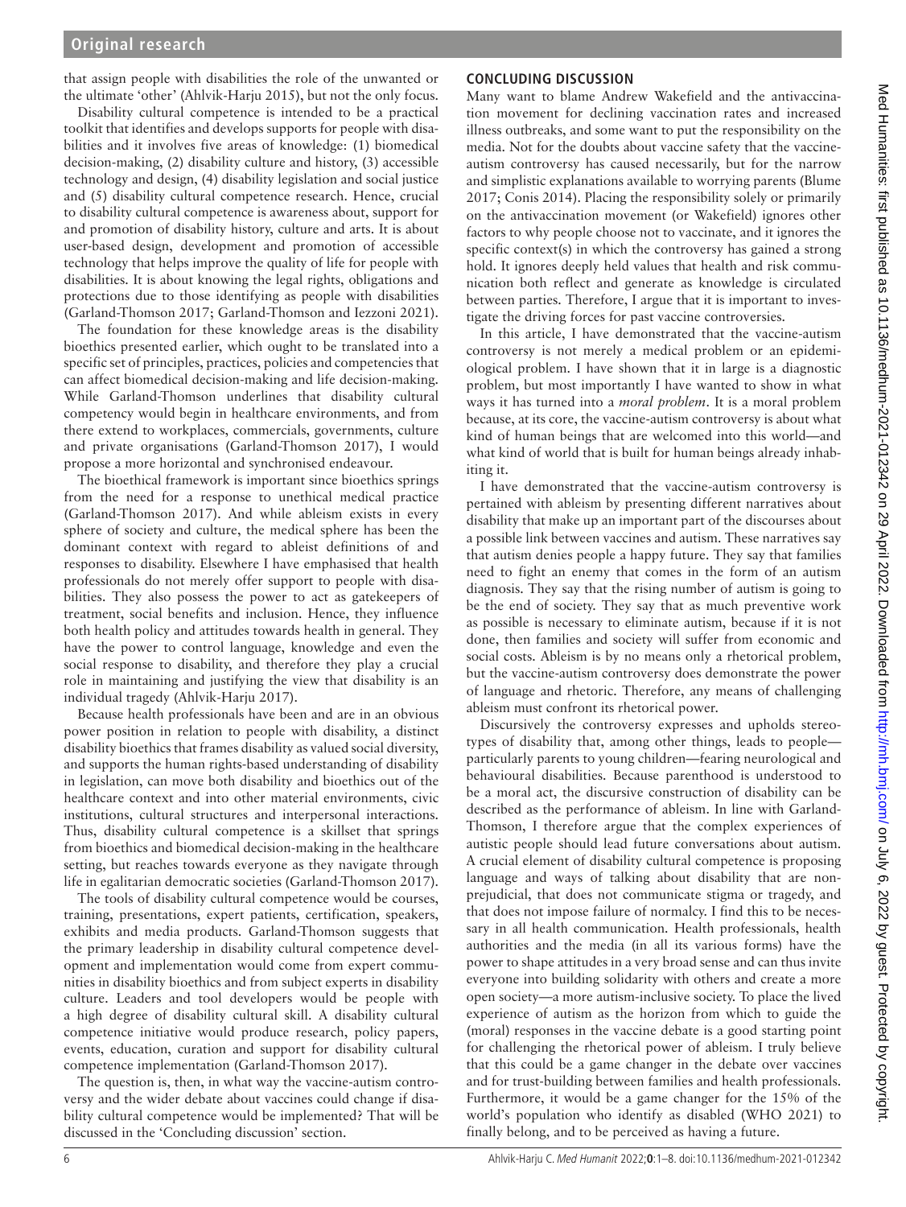that assign people with disabilities the role of the unwanted or the ultimate 'other' (Ahlvik-Harju 2015), but not the only focus.

Disability cultural competence is intended to be a practical toolkit that identifies and develops supports for people with disabilities and it involves five areas of knowledge: (1) biomedical decision-making, (2) disability culture and history, (3) accessible technology and design, (4) disability legislation and social justice and (5) disability cultural competence research. Hence, crucial to disability cultural competence is awareness about, support for and promotion of disability history, culture and arts. It is about user-based design, development and promotion of accessible technology that helps improve the quality of life for people with disabilities. It is about knowing the legal rights, obligations and protections due to those identifying as people with disabilities (Garland-Thomson 2017; Garland-Thomson and Iezzoni 2021).

The foundation for these knowledge areas is the disability bioethics presented earlier, which ought to be translated into a specific set of principles, practices, policies and competencies that can affect biomedical decision-making and life decision-making. While Garland-Thomson underlines that disability cultural competency would begin in healthcare environments, and from there extend to workplaces, commercials, governments, culture and private organisations (Garland-Thomson 2017), I would propose a more horizontal and synchronised endeavour.

The bioethical framework is important since bioethics springs from the need for a response to unethical medical practice (Garland-Thomson 2017). And while ableism exists in every sphere of society and culture, the medical sphere has been the dominant context with regard to ableist definitions of and responses to disability. Elsewhere I have emphasised that health professionals do not merely offer support to people with disabilities. They also possess the power to act as gatekeepers of treatment, social benefits and inclusion. Hence, they influence both health policy and attitudes towards health in general. They have the power to control language, knowledge and even the social response to disability, and therefore they play a crucial role in maintaining and justifying the view that disability is an individual tragedy (Ahlvik-Harju 2017).

Because health professionals have been and are in an obvious power position in relation to people with disability, a distinct disability bioethics that frames disability as valued social diversity, and supports the human rights-based understanding of disability in legislation, can move both disability and bioethics out of the healthcare context and into other material environments, civic institutions, cultural structures and interpersonal interactions. Thus, disability cultural competence is a skillset that springs from bioethics and biomedical decision-making in the healthcare setting, but reaches towards everyone as they navigate through life in egalitarian democratic societies (Garland-Thomson 2017).

The tools of disability cultural competence would be courses, training, presentations, expert patients, certification, speakers, exhibits and media products. Garland-Thomson suggests that the primary leadership in disability cultural competence development and implementation would come from expert communities in disability bioethics and from subject experts in disability culture. Leaders and tool developers would be people with a high degree of disability cultural skill. A disability cultural competence initiative would produce research, policy papers, events, education, curation and support for disability cultural competence implementation (Garland-Thomson 2017).

The question is, then, in what way the vaccine-autism controversy and the wider debate about vaccines could change if disability cultural competence would be implemented? That will be discussed in the 'Concluding discussion' section.

## CONCLUDING DISCUSSION

Many want to blame Andrew Wakefield and the antivaccination movement for declining vaccination rates and increased illness outbreaks, and some want to put the responsibility on the media. Not for the doubts about vaccine safety that the vaccine-autism controversy has caused necessarily, but for the narrow and simplistic explanations available to worrying parents (Blume 2017; Conis 2014). Placing the responsibility solely or primarily on the antivaccination movement (or Wakefield) ignores other factors to why people choose not to vaccinate, and it ignores the specific context(s) in which the controversy has gained a strong hold. It ignores deeply held values that health and risk communication both reflect and generate as knowledge is circulated between parties. Therefore, I argue that it is important to investigate the driving forces for past vaccine controversies.

In this article, I have demonstrated that the vaccine-autism controversy is not merely a medical problem or an epidemiological problem. I have shown that it in large is a diagnostic problem, but most importantly I have wanted to show in what ways it has turned into a *moral problem*. It is a moral problem because, at its core, the vaccine-autism controversy is about what kind of human beings that are welcomed into this world—and what kind of world that is built for human beings already inhabiting it.

I have demonstrated that the vaccine-autism controversy is pertained with ableism by presenting different narratives about disability that make up an important part of the discourses about a possible link between vaccines and autism. These narratives say that autism denies people a happy future. They say that families need to fight an enemy that comes in the form of an autism diagnosis. They say that the rising number of autism is going to be the end of society. They say that as much preventive work as possible is necessary to eliminate autism, because if it is not done, then families and society will suffer from economic and social costs. Ableism is by no means only a rhetorical problem, but the vaccine-autism controversy does demonstrate the power of language and rhetoric. Therefore, any means of challenging ableism must confront its rhetorical power.

Discursively the controversy expresses and upholds stereotypes of disability that, among other things, leads to people—particularly parents to young children—fearing neurological and behavioural disabilities. Because parenthood is understood to be a moral act, the discursive construction of disability can be described as the performance of ableism. In line with Garland-Thomson, I therefore argue that the complex experiences of autistic people should lead future conversations about autism. A crucial element of disability cultural competence is proposing language and ways of talking about disability that are non-prejudicial, that does not communicate stigma or tragedy, and that does not impose failure of normalcy. I find this to be necessary in all health communication. Health professionals, health authorities and the media (in all its various forms) have the power to shape attitudes in a very broad sense and can thus invite everyone into building solidarity with others and create a more open society—a more autism-inclusive society. To place the lived experience of autism as the horizon from which to guide the (moral) responses in the vaccine debate is a good starting point for challenging the rhetorical power of ableism. I truly believe that this could be a game changer in the debate over vaccines and for trust-building between families and health professionals. Furthermore, it would be a game changer for the 15% of the world's population who identify as disabled (WHO 2021) to finally belong, and to be perceived as having a future.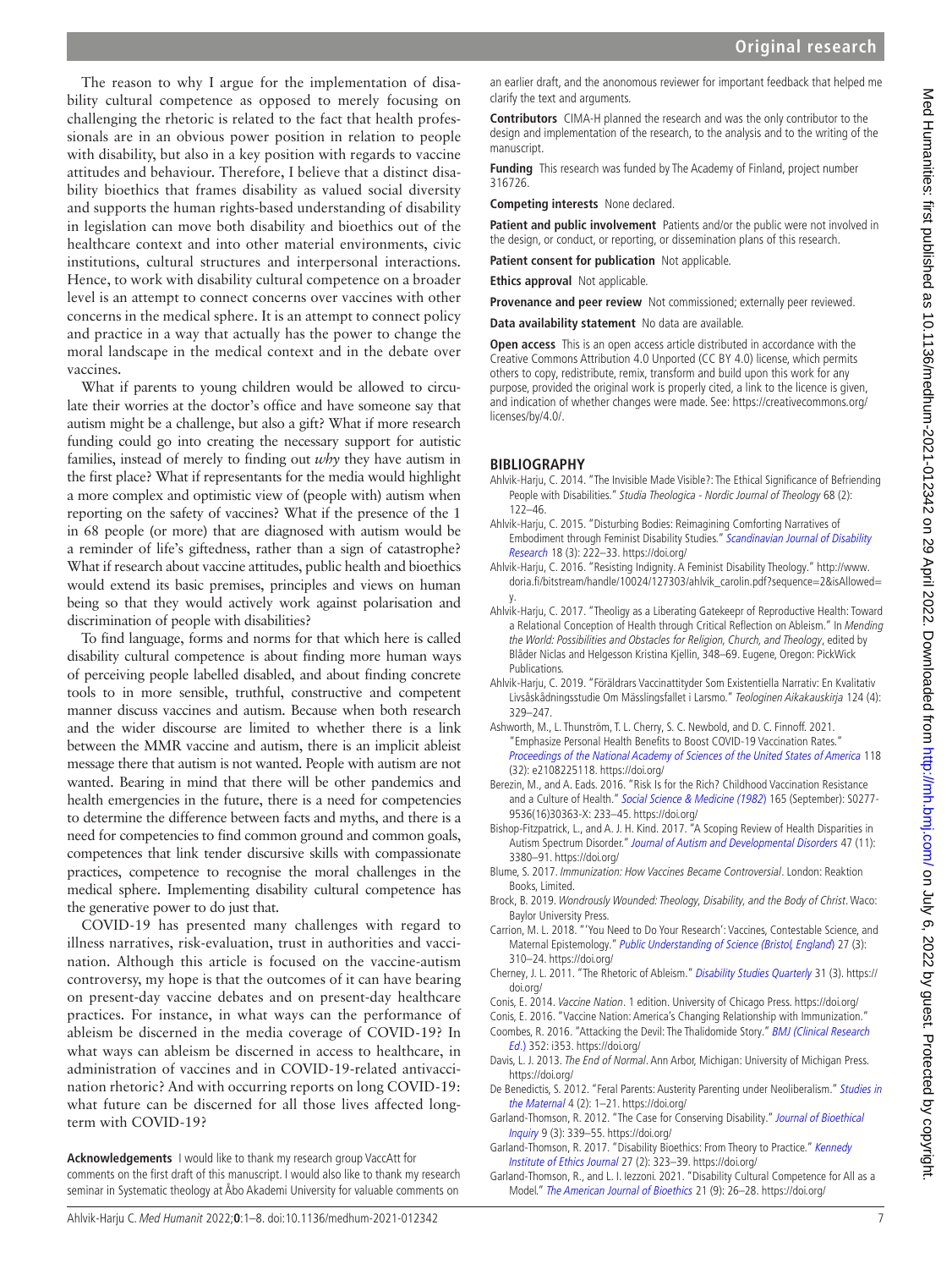The reason to why I argue for the implementation of disability cultural competence as opposed to merely focusing on challenging the rhetoric is related to the fact that health professionals are in an obvious power position in relation to people with disability, but also in a key position with regards to vaccine attitudes and behaviour. Therefore, I believe that a distinct disability bioethics that frames disability as valued social diversity and supports the human rights-based understanding of disability in legislation can move both disability and bioethics out of the healthcare context and into other material environments, civic institutions, cultural structures and interpersonal interactions. Hence, to work with disability cultural competence on a broader level is an attempt to connect concerns over vaccines with other concerns in the medical sphere. It is an attempt to connect policy and practice in a way that actually has the power to change the moral landscape in the medical context and in the debate over vaccines.

What if parents to young children would be allowed to circulate their worries at the doctor's office and have someone say that autism might be a challenge, but also a gift? What if more research funding could go into creating the necessary support for autistic families, instead of merely to finding out *why* they have autism in the first place? What if representants for the media would highlight a more complex and optimistic view of (people with) autism when reporting on the safety of vaccines? What if the presence of the 1 in 68 people (or more) that are diagnosed with autism would be a reminder of life's giftedness, rather than a sign of catastrophe? What if research about vaccine attitudes, public health and bioethics would extend its basic premises, principles and views on human being so that they would actively work against polarisation and discrimination of people with disabilities?

To find language, forms and norms for that which here is called disability cultural competence is about finding more human ways of perceiving people labelled disabled, and about finding concrete tools to in more sensible, truthful, constructive and competent manner discuss vaccines and autism. Because when both research and the wider discourse are limited to whether there is a link between the MMR vaccine and autism, there is an implicit ableist message there that autism is not wanted. People with autism are not wanted. Bearing in mind that there will be other pandemics and health emergencies in the future, there is a need for competencies to determine the difference between facts and myths, and there is a need for competencies to find common ground and common goals, competences that link tender discursive skills with compassionate practices, competence to recognise the moral challenges in the medical sphere. Implementing disability cultural competence has the generative power to do just that.

COVID-19 has presented many challenges with regard to illness narratives, risk-evaluation, trust in authorities and vaccination. Although this article is focused on the vaccine-autism controversy, my hope is that the outcomes of it can have bearing on present-day vaccine debates and on present-day healthcare practices. For instance, in what ways can the performance of ableism be discerned in the media coverage of COVID-19? In what ways can ableism be discerned in access to healthcare, in administration of vaccines and in COVID-19-related antivaccination rhetoric? And with occurring reports on long COVID-19: what future can be discerned for all those lives affected long-term with COVID-19?

**Acknowledgements** I would like to thank my research group VaccAtt for comments on the first draft of this manuscript. I would also like to thank my research seminar in Systematic theology at Åbo Akademi University for valuable comments on an earlier draft, and the anonomous reviewer for important feedback that helped me clarify the text and arguments.

**Contributors** CIMA-H planned the research and was the only contributor to the design and implementation of the research, to the analysis and to the writing of the manuscript.

**Funding** This research was funded by The Academy of Finland, project number 316726.

**Competing interests** None declared.

**Patient and public involvement** Patients and/or the public were not involved in the design, or conduct, or reporting, or dissemination plans of this research.

**Patient consent for publication** Not applicable.

**Ethics approval** Not applicable.

**Provenance and peer review** Not commissioned; externally peer reviewed.

**Data availability statement** No data are available.

**Open access** This is an open access article distributed in accordance with the Creative Commons Attribution 4.0 Unported (CC BY 4.0) license, which permits others to copy, redistribute, remix, transform and build upon this work for any purpose, provided the original work is properly cited, a link to the licence is given, and indication of whether changes were made. See: https://creativecommons.org/licenses/by/4.0/.

## BIBLIOGRAPHY

Ahlvik-Harju, C. 2014. "The Invisible Made Visible?: The Ethical Significance of Befriending People with Disabilities." *Studia Theologica - Nordic Journal of Theology* 68 (2): 122–46.

Ahlvik-Harju, C. 2015. "Disturbing Bodies: Reimagining Comforting Narratives of Embodiment through Feminist Disability Studies." *Scandinavian Journal of Disability Research* 18 (3): 222–33. https://doi.org/

Ahlvik-Harju, C. 2016. "Resisting Indignity. A Feminist Disability Theology." http://www.doria.fi/bitstream/handle/10024/127303/ahlvik_carolin.pdf?sequence=2&isAllowed=y.

Ahlvik-Harju, C. 2017. "Theoligy as a Liberating Gatekeepr of Reproductive Health: Toward a Relational Conception of Health through Critical Reflection on Ableism." In *Mending the World: Possibilities and Obstacles for Religion, Church, and Theology*, edited by Blåder Niclas and Helgesson Kristina Kjellin, 348–69. Eugene, Oregon: PickWick Publications.

Ahlvik-Harju, C. 2019. "Föräldrars Vaccinattityder Som Existentiella Narrativ: En Kvalitativ Livsåskådningsstudie Om Mässlingsfallet i Larsmo." *Teologinen Aikakauskirja* 124 (4): 329–247.

Ashworth, M., L. Thunström, T. L. Cherry, S. C. Newbold, and D. C. Finnoff. 2021. "Emphasize Personal Health Benefits to Boost COVID-19 Vaccination Rates." *Proceedings of the National Academy of Sciences of the United States of America* 118 (32): e2108225118. https://doi.org/

Berezin, M., and A. Eads. 2016. "Risk Is for the Rich? Childhood Vaccination Resistance and a Culture of Health." *Social Science & Medicine (1982)* 165 (September): S0277-9536(16)30363-X: 233–45. https://doi.org/

Bishop-Fitzpatrick, L., and A. J. H. Kind. 2017. "A Scoping Review of Health Disparities in Autism Spectrum Disorder." *Journal of Autism and Developmental Disorders* 47 (11): 3380–91. https://doi.org/

Blume, S. 2017. *Immunization: How Vaccines Became Controversial*. London: Reaktion Books, Limited.

Brock, B. 2019. *Wondrously Wounded: Theology, Disability, and the Body of Christ*. Waco: Baylor University Press.

Carrion, M. L. 2018. "'You Need to Do Your Research': Vaccines, Contestable Science, and Maternal Epistemology." *Public Understanding of Science (Bristol, England)* 27 (3): 310–24. https://doi.org/

Cherney, J. L. 2011. "The Rhetoric of Ableism." *Disability Studies Quarterly* 31 (3). https://doi.org/

Conis, E. 2014. *Vaccine Nation*. 1 edition. University of Chicago Press. https://doi.org/

Conis, E. 2016. "Vaccine Nation: America's Changing Relationship with Immunization."

Coombes, R. 2016. "Attacking the Devil: The Thalidomide Story." *BMJ (Clinical Research Ed.)* 352: i353. https://doi.org/

Davis, L. J. 2013. *The End of Normal*. Ann Arbor, Michigan: University of Michigan Press. https://doi.org/

De Benedictis, S. 2012. "Feral Parents: Austerity Parenting under Neoliberalism." *Studies in the Maternal* 4 (2): 1–21. https://doi.org/

Garland-Thomson, R. 2012. "The Case for Conserving Disability." *Journal of Bioethical Inquiry* 9 (3): 339–55. https://doi.org/

Garland-Thomson, R. 2017. "Disability Bioethics: From Theory to Practice." *Kennedy Institute of Ethics Journal* 27 (2): 323–39. https://doi.org/

Garland-Thomson, R., and L. I. Iezzoni. 2021. "Disability Cultural Competence for All as a Model." *The American Journal of Bioethics* 21 (9): 26–28. https://doi.org/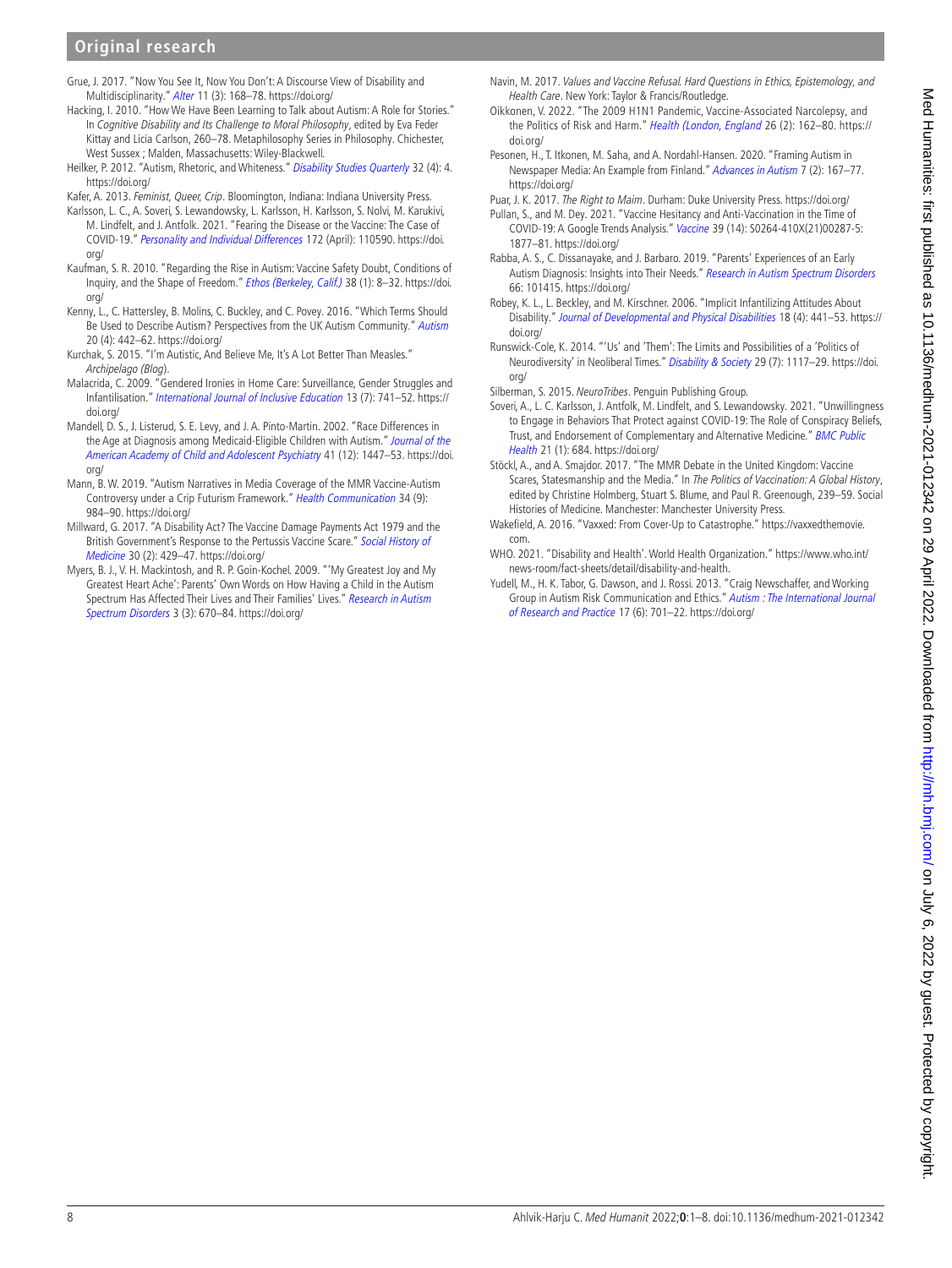Grue, J. 2017. "Now You See It, Now You Don't: A Discourse View of Disability and Multidisciplinarity." *Alter* 11 (3): 168–78. https://doi.org/

Hacking, I. 2010. "How We Have Been Learning to Talk about Autism: A Role for Stories." In *Cognitive Disability and Its Challenge to Moral Philosophy*, edited by Eva Feder Kittay and Licia Carlson, 260–78. Metaphilosophy Series in Philosophy. Chichester, West Sussex ; Malden, Massachusetts: Wiley-Blackwell.

Heilker, P. 2012. "Autism, Rhetoric, and Whiteness." *Disability Studies Quarterly* 32 (4): 4. https://doi.org/

Kafer, A. 2013. *Feminist, Queer, Crip*. Bloomington, Indiana: Indiana University Press.

Karlsson, L. C., A. Soveri, S. Lewandowsky, L. Karlsson, H. Karlsson, S. Nolvi, M. Karukivi, M. Lindfelt, and J. Antfolk. 2021. "Fearing the Disease or the Vaccine: The Case of COVID-19." *Personality and Individual Differences* 172 (April): 110590. https://doi.org/

Kaufman, S. R. 2010. "Regarding the Rise in Autism: Vaccine Safety Doubt, Conditions of Inquiry, and the Shape of Freedom." *Ethos (Berkeley, Calif.)* 38 (1): 8–32. https://doi.org/

Kenny, L., C. Hattersley, B. Molins, C. Buckley, and C. Povey. 2016. "Which Terms Should Be Used to Describe Autism? Perspectives from the UK Autism Community." *Autism* 20 (4): 442–62. https://doi.org/

Kurchak, S. 2015. "I'm Autistic, And Believe Me, It's A Lot Better Than Measles." *Archipelago (Blog)*.

Malacrida, C. 2009. "Gendered Ironies in Home Care: Surveillance, Gender Struggles and Infantilisation." *International Journal of Inclusive Education* 13 (7): 741–52. https://doi.org/

Mandell, D. S., J. Listerud, S. E. Levy, and J. A. Pinto-Martin. 2002. "Race Differences in the Age at Diagnosis among Medicaid-Eligible Children with Autism." *Journal of the American Academy of Child and Adolescent Psychiatry* 41 (12): 1447–53. https://doi.org/

Mann, B. W. 2019. "Autism Narratives in Media Coverage of the MMR Vaccine-Autism Controversy under a Crip Futurism Framework." *Health Communication* 34 (9): 984–90. https://doi.org/

Millward, G. 2017. "A Disability Act? The Vaccine Damage Payments Act 1979 and the British Government's Response to the Pertussis Vaccine Scare." *Social History of Medicine* 30 (2): 429–47. https://doi.org/

Myers, B. J., V. H. Mackintosh, and R. P. Goin-Kochel. 2009. "'My Greatest Joy and My Greatest Heart Ache': Parents' Own Words on How Having a Child in the Autism Spectrum Has Affected Their Lives and Their Families' Lives." *Research in Autism Spectrum Disorders* 3 (3): 670–84. https://doi.org/

Navin, M. 2017. *Values and Vaccine Refusal. Hard Questions in Ethics, Epistemology, and Health Care*. New York: Taylor & Francis/Routledge.

Oikkonen, V. 2022. "The 2009 H1N1 Pandemic, Vaccine-Associated Narcolepsy, and the Politics of Risk and Harm." *Health (London, England* 26 (2): 162–80. https://doi.org/

Pesonen, H., T. Itkonen, M. Saha, and A. Nordahl-Hansen. 2020. "Framing Autism in Newspaper Media: An Example from Finland." *Advances in Autism* 7 (2): 167–77. https://doi.org/

Puar, J. K. 2017. *The Right to Maim*. Durham: Duke University Press. https://doi.org/

Pullan, S., and M. Dey. 2021. "Vaccine Hesitancy and Anti-Vaccination in the Time of COVID-19: A Google Trends Analysis." *Vaccine* 39 (14): S0264-410X(21)00287-5: 1877–81. https://doi.org/

Rabba, A. S., C. Dissanayake, and J. Barbaro. 2019. "Parents' Experiences of an Early Autism Diagnosis: Insights into Their Needs." *Research in Autism Spectrum Disorders* 66: 101415. https://doi.org/

Robey, K. L., L. Beckley, and M. Kirschner. 2006. "Implicit Infantilizing Attitudes About Disability." *Journal of Developmental and Physical Disabilities* 18 (4): 441–53. https://doi.org/

Runswick-Cole, K. 2014. "'Us' and 'Them': The Limits and Possibilities of a 'Politics of Neurodiversity' in Neoliberal Times." *Disability & Society* 29 (7): 1117–29. https://doi.org/

Silberman, S. 2015. *NeuroTribes*. Penguin Publishing Group.

Soveri, A., L. C. Karlsson, J. Antfolk, M. Lindfelt, and S. Lewandowsky. 2021. "Unwillingness to Engage in Behaviors That Protect against COVID-19: The Role of Conspiracy Beliefs, Trust, and Endorsement of Complementary and Alternative Medicine." *BMC Public Health* 21 (1): 684. https://doi.org/

Stöckl, A., and A. Smajdor. 2017. "The MMR Debate in the United Kingdom: Vaccine Scares, Statesmanship and the Media." In *The Politics of Vaccination: A Global History*, edited by Christine Holmberg, Stuart S. Blume, and Paul R. Greenough, 239–59. Social Histories of Medicine. Manchester: Manchester University Press.

Wakefield, A. 2016. "Vaxxed: From Cover-Up to Catastrophe." https://vaxxedthemovie.com.

WHO. 2021. "Disability and Health". World Health Organization." https://www.who.int/news-room/fact-sheets/detail/disability-and-health.

Yudell, M., H. K. Tabor, G. Dawson, and J. Rossi. 2013. "Craig Newschaffer, and Working Group in Autism Risk Communication and Ethics." *Autism : The International Journal of Research and Practice* 17 (6): 701–22. https://doi.org/